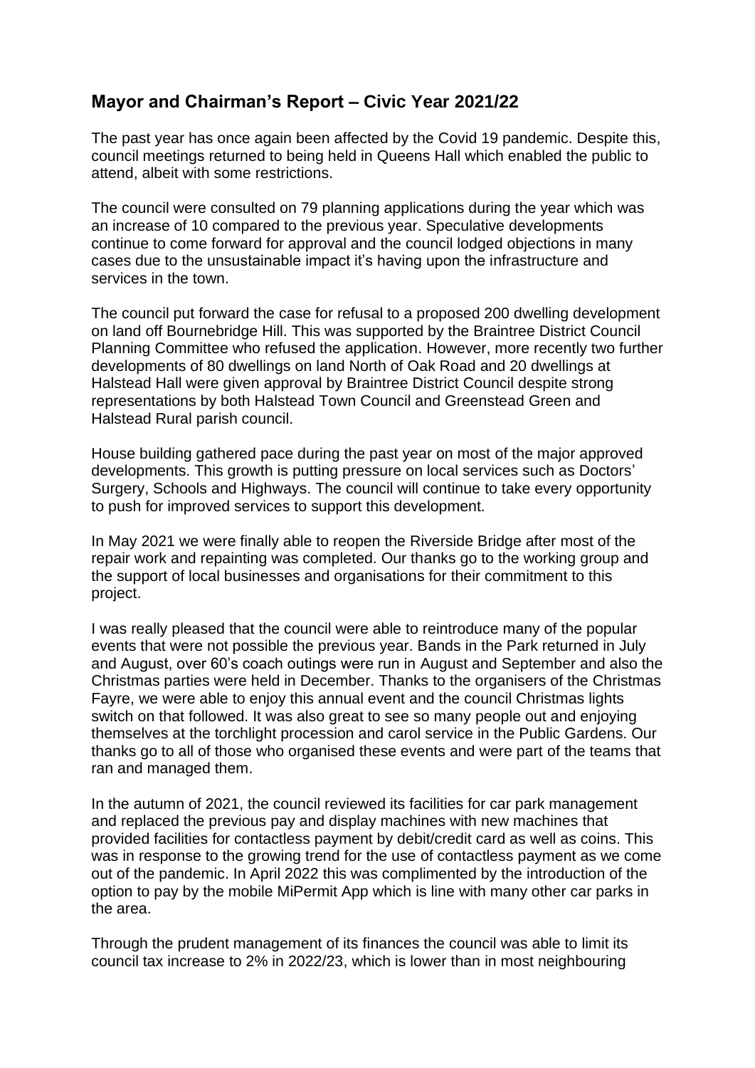## Mayor and Chairman's Report – Civic Year 2021/22

The past year has once again been affected by the Covid 19 pandemic. Despite this, council meetings returned to being held in Queens Hall which enabled the public to attend, albeit with some restrictions.

The council were consulted on 79 planning applications during the year which was an increase of 10 compared to the previous year. Speculative developments continue to come forward for approval and the council lodged objections in many cases due to the unsustainable impact it's having upon the infrastructure and services in the town.

The council put forward the case for refusal to a proposed 200 dwelling development on land off Bournebridge Hill. This was supported by the Braintree District Council Planning Committee who refused the application. However, more recently two further developments of 80 dwellings on land North of Oak Road and 20 dwellings at Halstead Hall were given approval by Braintree District Council despite strong representations by both Halstead Town Council and Greenstead Green and Halstead Rural parish council.

House building gathered pace during the past year on most of the major approved developments. This growth is putting pressure on local services such as Doctors' Surgery, Schools and Highways. The council will continue to take every opportunity to push for improved services to support this development.

In May 2021 we were finally able to reopen the Riverside Bridge after most of the repair work and repainting was completed. Our thanks go to the working group and the support of local businesses and organisations for their commitment to this project.

I was really pleased that the council were able to reintroduce many of the popular events that were not possible the previous year. Bands in the Park returned in July and August, over 60's coach outings were run in August and September and also the Christmas parties were held in December. Thanks to the organisers of the Christmas Fayre, we were able to enjoy this annual event and the council Christmas lights switch on that followed. It was also great to see so many people out and enjoying themselves at the torchlight procession and carol service in the Public Gardens. Our thanks go to all of those who organised these events and were part of the teams that ran and managed them.

In the autumn of 2021, the council reviewed its facilities for car park management and replaced the previous pay and display machines with new machines that provided facilities for contactless payment by debit/credit card as well as coins. This was in response to the growing trend for the use of contactless payment as we come out of the pandemic. In April 2022 this was complimented by the introduction of the option to pay by the mobile MiPermit App which is line with many other car parks in the area.

Through the prudent management of its finances the council was able to limit its council tax increase to 2% in 2022/23, which is lower than in most neighbouring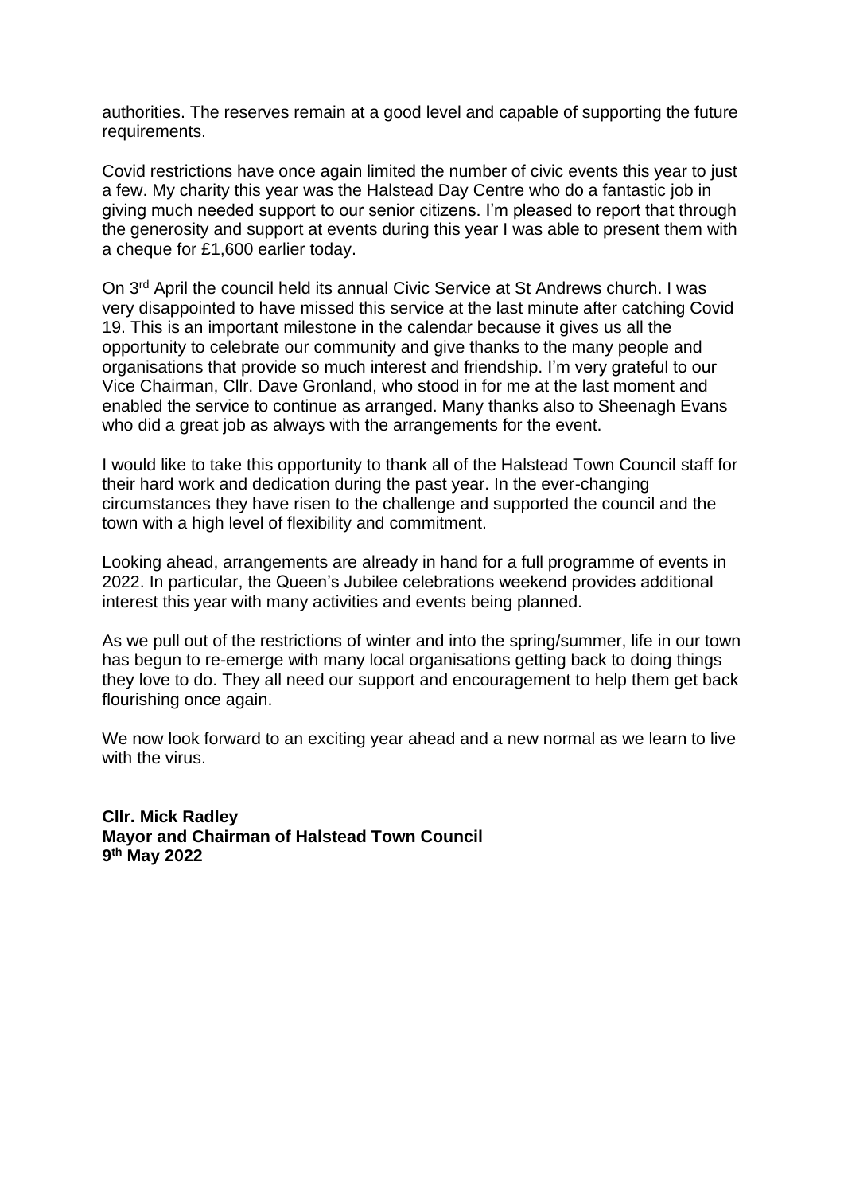authorities. The reserves remain at a good level and capable of supporting the future requirements.

Covid restrictions have once again limited the number of civic events this year to just a few. My charity this year was the Halstead Day Centre who do a fantastic job in giving much needed support to our senior citizens. I'm pleased to report that through the generosity and support at events during this year I was able to present them with a cheque for £1,600 earlier today.

On 3rd April the council held its annual Civic Service at St Andrews church. I was very disappointed to have missed this service at the last minute after catching Covid 19. This is an important milestone in the calendar because it gives us all the opportunity to celebrate our community and give thanks to the many people and organisations that provide so much interest and friendship. I'm very grateful to our Vice Chairman, Cllr. Dave Gronland, who stood in for me at the last moment and enabled the service to continue as arranged. Many thanks also to Sheenagh Evans who did a great job as always with the arrangements for the event.

I would like to take this opportunity to thank all of the Halstead Town Council staff for their hard work and dedication during the past year. In the ever-changing circumstances they have risen to the challenge and supported the council and the town with a high level of flexibility and commitment.

Looking ahead, arrangements are already in hand for a full programme of events in 2022. In particular, the Queen's Jubilee celebrations weekend provides additional interest this year with many activities and events being planned.

As we pull out of the restrictions of winter and into the spring/summer, life in our town has begun to re-emerge with many local organisations getting back to doing things they love to do. They all need our support and encouragement to help them get back flourishing once again.

We now look forward to an exciting year ahead and a new normal as we learn to live with the virus.

**Cllr. Mick Radley**
**Mayor and Chairman of Halstead Town Council**
**9th May 2022**